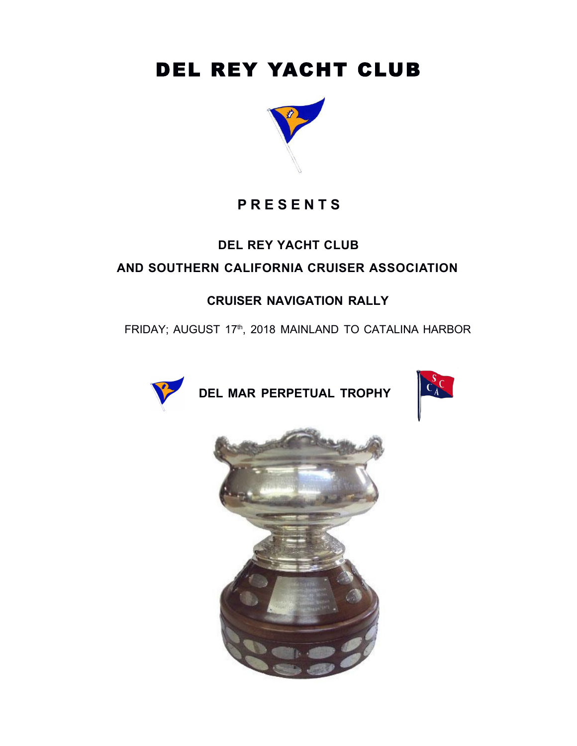# DEL REY YACHT CLUB

**P R E S E N T S**

## DEL REY YACHT CLUB
## AND SOUTHERN CALIFORNIA CRUISER ASSOCIATION

### CRUISER NAVIGATION RALLY

FRIDAY; AUGUST 17th, 2018 MAINLAND TO CATALINA HARBOR

**DEL MAR PERPETUAL TROPHY**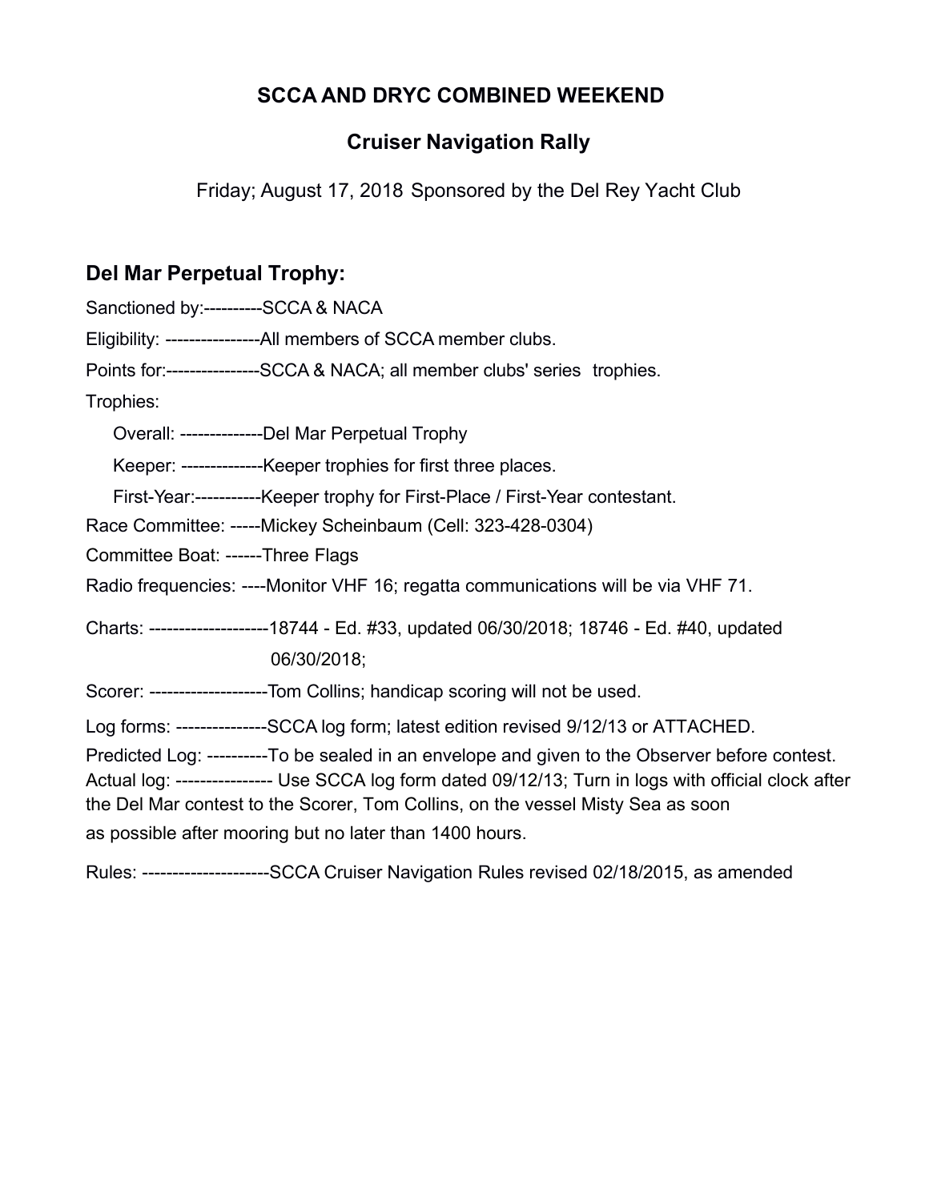# SCCA AND DRYC COMBINED WEEKEND

## Cruiser Navigation Rally

Friday; August 17, 2018 Sponsored by the Del Rey Yacht Club

## Del Mar Perpetual Trophy:

Sanctioned by:----------SCCA & NACA

Eligibility: ----------------All members of SCCA member clubs.

Points for:----------------SCCA & NACA; all member clubs' series trophies.

Trophies:

Overall: --------------Del Mar Perpetual Trophy

Keeper: --------------Keeper trophies for first three places.

First-Year:-----------Keeper trophy for First-Place / First-Year contestant.

Race Committee: -----Mickey Scheinbaum (Cell: 323-428-0304)

Committee Boat: ------Three Flags

Radio frequencies: ----Monitor VHF 16; regatta communications will be via VHF 71.

Charts: --------------------18744 - Ed. #33, updated 06/30/2018; 18746 - Ed. #40, updated 06/30/2018;

Scorer: --------------------Tom Collins; handicap scoring will not be used.

Log forms: ---------------SCCA log form; latest edition revised 9/12/13 or ATTACHED.

Predicted Log: ----------To be sealed in an envelope and given to the Observer before contest.

Actual log: ---------------- Use SCCA log form dated 09/12/13; Turn in logs with official clock after the Del Mar contest to the Scorer, Tom Collins, on the vessel Misty Sea as soon as possible after mooring but no later than 1400 hours.

Rules: ---------------------SCCA Cruiser Navigation Rules revised 02/18/2015, as amended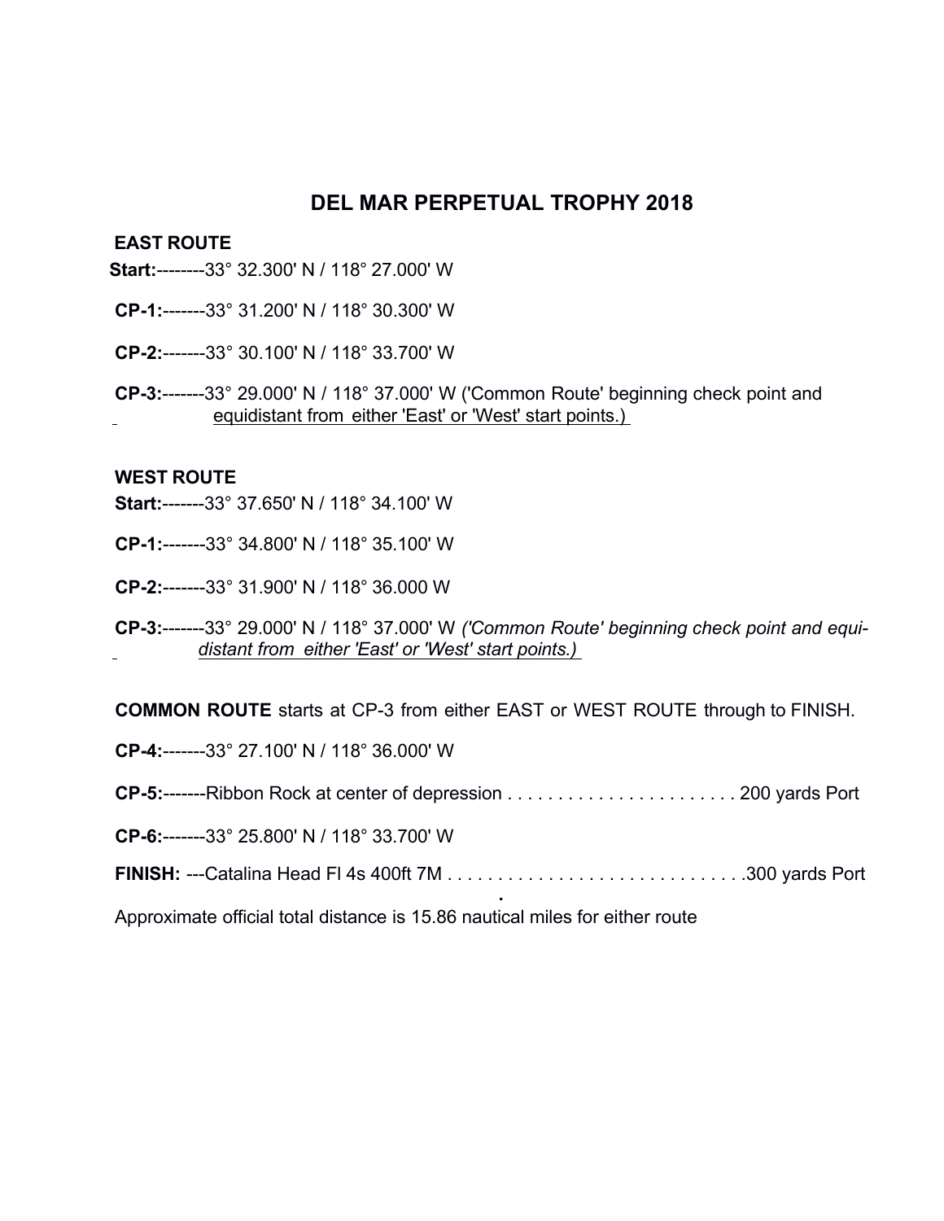# DEL MAR PERPETUAL TROPHY 2018

**EAST ROUTE**

**Start:**--------33° 32.300' N / 118° 27.000' W

**CP-1:**-------33° 31.200' N / 118° 30.300' W

**CP-2:**-------33° 30.100' N / 118° 33.700' W

**CP-3:**-------33° 29.000' N / 118° 37.000' W ('Common Route' beginning check point and equidistant from either 'East' or 'West' start points.)

**WEST ROUTE**

**Start:**-------33° 37.650' N / 118° 34.100' W

**CP-1:**-------33° 34.800' N / 118° 35.100' W

**CP-2:**-------33° 31.900' N / 118° 36.000 W

**CP-3:**-------33° 29.000' N / 118° 37.000' W *('Common Route' beginning check point and equidistant from either 'East' or 'West' start points.)*

**COMMON ROUTE** starts at CP-3 from either EAST or WEST ROUTE through to FINISH.

**CP-4:**-------33° 27.100' N / 118° 36.000' W

**CP-5:**-------Ribbon Rock at center of depression . . . . . . . . . . . . . . . . . . . . . . . . 200 yards Port

**CP-6:**-------33° 25.800' N / 118° 33.700' W

**FINISH:** ---Catalina Head Fl 4s 400ft 7M . . . . . . . . . . . . . . . . . . . . . . . . . . . . . .300 yards Port

Approximate official total distance is 15.86 nautical miles for either route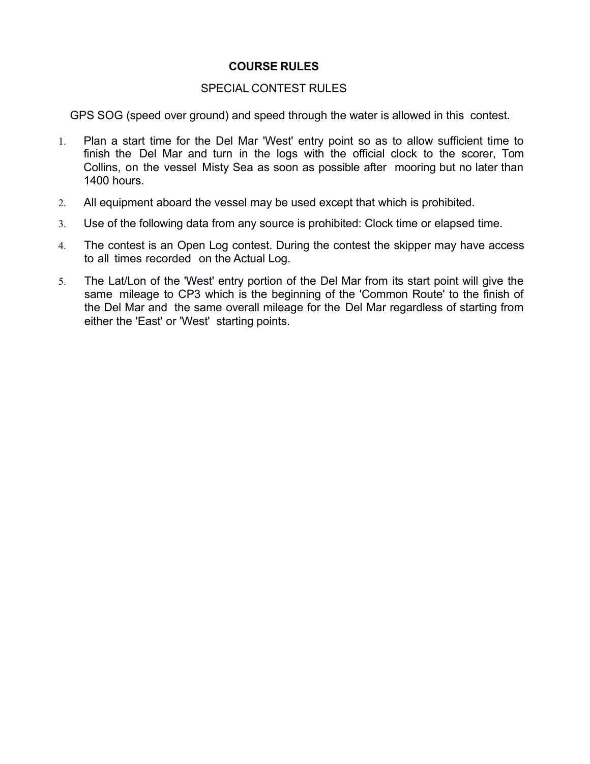## COURSE RULES

### SPECIAL CONTEST RULES

GPS SOG (speed over ground) and speed through the water is allowed in this contest.

1. Plan a start time for the Del Mar 'West' entry point so as to allow sufficient time to finish the Del Mar and turn in the logs with the official clock to the scorer, Tom Collins, on the vessel Misty Sea as soon as possible after mooring but no later than 1400 hours.
2. All equipment aboard the vessel may be used except that which is prohibited.
3. Use of the following data from any source is prohibited: Clock time or elapsed time.
4. The contest is an Open Log contest. During the contest the skipper may have access to all times recorded on the Actual Log.
5. The Lat/Lon of the 'West' entry portion of the Del Mar from its start point will give the same mileage to CP3 which is the beginning of the 'Common Route' to the finish of the Del Mar and the same overall mileage for the Del Mar regardless of starting from either the 'East' or 'West' starting points.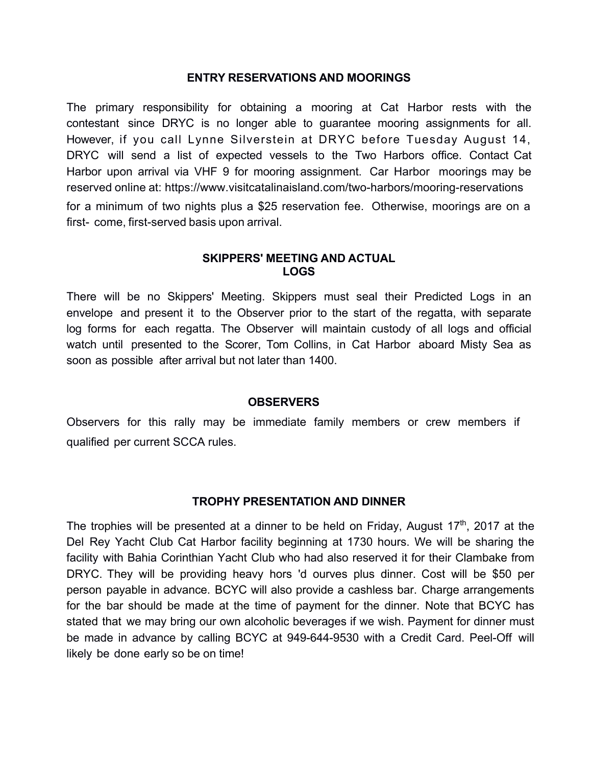## ENTRY RESERVATIONS AND MOORINGS

The primary responsibility for obtaining a mooring at Cat Harbor rests with the contestant since DRYC is no longer able to guarantee mooring assignments for all. However, if you call Lynne Silverstein at DRYC before Tuesday August 14, DRYC will send a list of expected vessels to the Two Harbors office. Contact Cat Harbor upon arrival via VHF 9 for mooring assignment. Car Harbor moorings may be reserved online at: https://www.visitcatalinaisland.com/two-harbors/mooring-reservations for a minimum of two nights plus a $25 reservation fee. Otherwise, moorings are on a first- come, first-served basis upon arrival.

## SKIPPERS' MEETING AND ACTUAL LOGS

There will be no Skippers' Meeting. Skippers must seal their Predicted Logs in an envelope and present it to the Observer prior to the start of the regatta, with separate log forms for each regatta. The Observer will maintain custody of all logs and official watch until presented to the Scorer, Tom Collins, in Cat Harbor aboard Misty Sea as soon as possible after arrival but not later than 1400.

## OBSERVERS

Observers for this rally may be immediate family members or crew members if qualified per current SCCA rules.

## TROPHY PRESENTATION AND DINNER

The trophies will be presented at a dinner to be held on Friday, August 17th, 2017 at the Del Rey Yacht Club Cat Harbor facility beginning at 1730 hours. We will be sharing the facility with Bahia Corinthian Yacht Club who had also reserved it for their Clambake from DRYC. They will be providing heavy hors 'd ourves plus dinner. Cost will be $50 per person payable in advance. BCYC will also provide a cashless bar. Charge arrangements for the bar should be made at the time of payment for the dinner. Note that BCYC has stated that we may bring our own alcoholic beverages if we wish. Payment for dinner must be made in advance by calling BCYC at 949-644-9530 with a Credit Card. Peel-Off will likely be done early so be on time!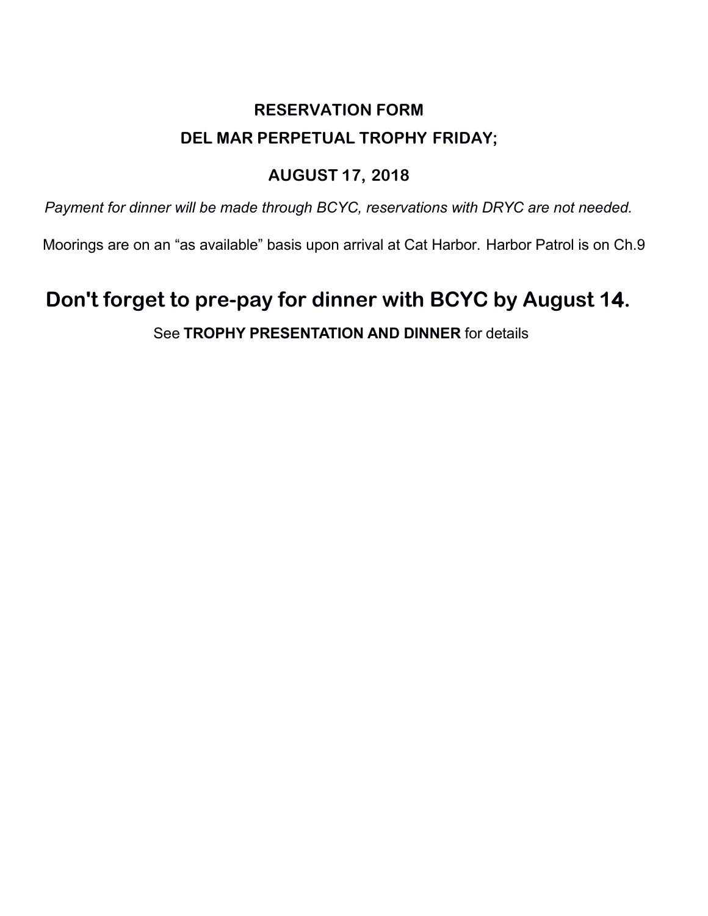# RESERVATION FORM

## DEL MAR PERPETUAL TROPHY FRIDAY;

## AUGUST 17, 2018

*Payment for dinner will be made through BCYC, reservations with DRYC are not needed.*

Moorings are on an "as available" basis upon arrival at Cat Harbor. Harbor Patrol is on Ch.9

## Don't forget to pre-pay for dinner with BCYC by August 14.

See **TROPHY PRESENTATION AND DINNER** for details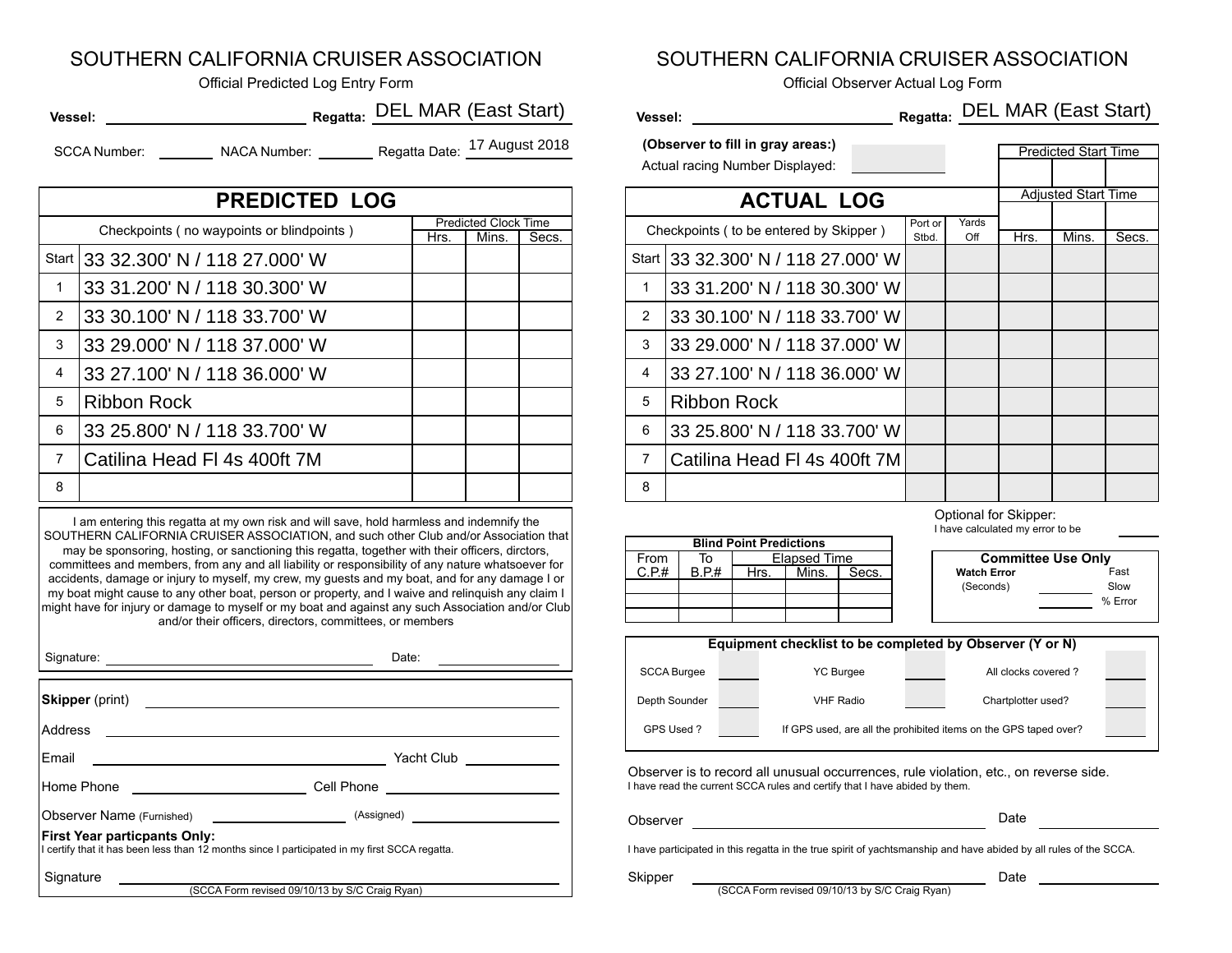# SOUTHERN CALIFORNIA CRUISER ASSOCIATION

Official Predicted Log Entry Form

**Vessel:** ______________________ **Regatta:** DEL MAR (East Start)

SCCA Number: ________ NACA Number: ________ Regatta Date: 17 August 2018

## PREDICTED LOG

| | Checkpoints ( no waypoints or blindpoints ) | Predicted Clock Time | | |
|---|---|---|---|---|
| | | Hrs. | Mins. | Secs. |
| Start | 33 32.300' N / 118 27.000' W | | | |
| 1 | 33 31.200' N / 118 30.300' W | | | |
| 2 | 33 30.100' N / 118 33.700' W | | | |
| 3 | 33 29.000' N / 118 37.000' W | | | |
| 4 | 33 27.100' N / 118 36.000' W | | | |
| 5 | Ribbon Rock | | | |
| 6 | 33 25.800' N / 118 33.700' W | | | |
| 7 | Catilina Head Fl 4s 400ft 7M | | | |
| 8 | | | | |

I am entering this regatta at my own risk and will save, hold harmless and indemnify the SOUTHERN CALIFORNIA CRUISER ASSOCIATION, and such other Club and/or Association that may be sponsoring, hosting, or sanctioning this regatta, together with their officers, dirctors, committees and members, from any and all liability or responsibility of any nature whatsoever for accidents, damage or injury to myself, my crew, my guests and my boat, and for any damage I or my boat might cause to any other boat, person or property, and I waive and relinquish any claim I might have for injury or damage to myself or my boat and against any such Association and/or Club and/or their officers, directors, committees, or members

Signature: ______________________ Date: ____________

**Skipper** (print) ______________________

Address ______________________

Email ______________________ Yacht Club ____________

Home Phone ______________ Cell Phone ______________

Observer Name (Furnished) ______________ (Assigned) ______________

**First Year particpants Only:**
I certify that it has been less than 12 months since I participated in my first SCCA regatta.

Signature ______________________

(SCCA Form revised 09/10/13 by S/C Craig Ryan)

# SOUTHERN CALIFORNIA CRUISER ASSOCIATION

Official Observer Actual Log Form

**Vessel:** ______________________ **Regatta:** DEL MAR (East Start)

**(Observer to fill in gray areas:)**

Actual racing Number Displayed: ____________

| Predicted Start Time | | |
|---|---|---|
| | | |
| **Adjusted Start Time** | | |
| | | |

## ACTUAL LOG

| | Checkpoints ( to be entered by Skipper ) | Port or Stbd. | Yards Off | Hrs. | Mins. | Secs. |
|---|---|---|---|---|---|---|
| Start | 33 32.300' N / 118 27.000' W | | | | | |
| 1 | 33 31.200' N / 118 30.300' W | | | | | |
| 2 | 33 30.100' N / 118 33.700' W | | | | | |
| 3 | 33 29.000' N / 118 37.000' W | | | | | |
| 4 | 33 27.100' N / 118 36.000' W | | | | | |
| 5 | Ribbon Rock | | | | | |
| 6 | 33 25.800' N / 118 33.700' W | | | | | |
| 7 | Catilina Head Fl 4s 400ft 7M | | | | | |
| 8 | | | | | | |

Optional for Skipper:
I have calculated my error to be ____________

| Blind Point Predictions | | | | |
|---|---|---|---|---|
| From C.P.# | To B.P.# | Elapsed Time | | |
| | | Hrs. | Mins. | Secs. |
| | | | | |
| | | | | |
| | | | | |

**Committee Use Only**

**Watch Error** (Seconds) ________ Fast / Slow

________ % Error

| Equipment checklist to be completed by Observer (Y or N) | | | | | |
|---|---|---|---|---|---|
| SCCA Burgee | | YC Burgee | | All clocks covered ? | |
| Depth Sounder | | VHF Radio | | Chartplotter used? | |
| GPS Used ? | | If GPS used, are all the prohibited items on the GPS taped over? | | | |

Observer is to record all unusual occurrences, rule violation, etc., on reverse side.
I have read the current SCCA rules and certify that I have abided by them.

Observer ______________________ Date ____________

I have participated in this regatta in the true spirit of yachtsmanship and have abided by all rules of the SCCA.

Skipper ______________________ Date ____________

(SCCA Form revised 09/10/13 by S/C Craig Ryan)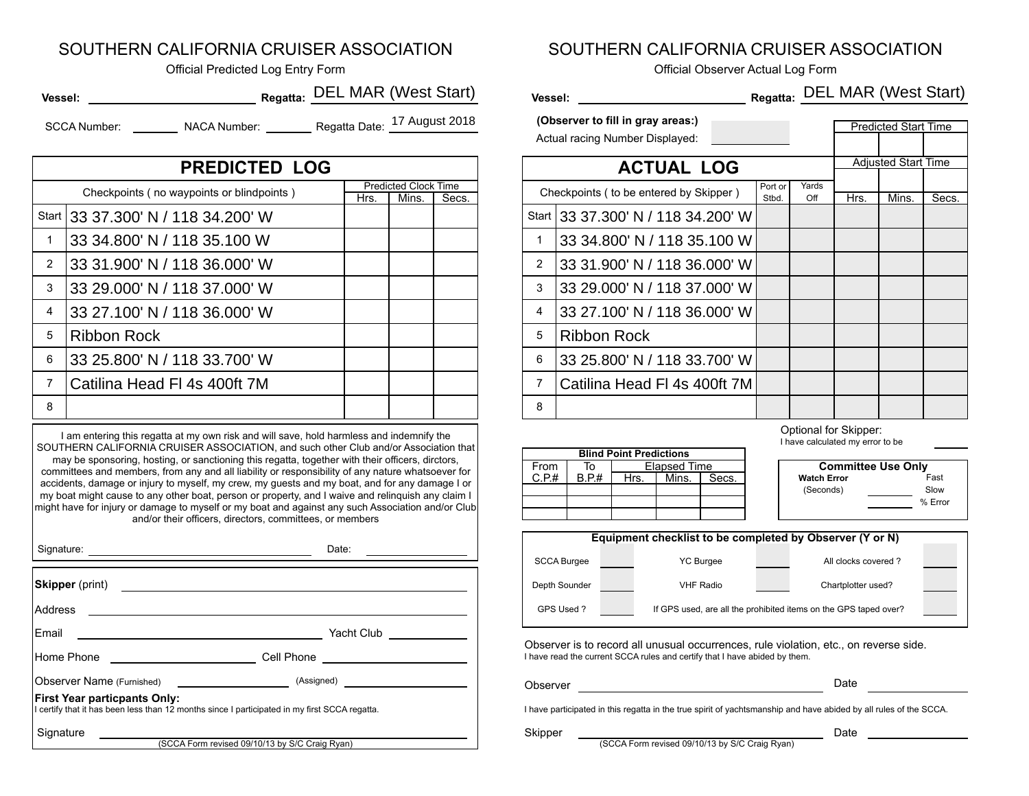# SOUTHERN CALIFORNIA CRUISER ASSOCIATION

Official Predicted Log Entry Form

**Vessel:** ____________________ **Regatta:** DEL MAR (West Start)

SCCA Number: ________ NACA Number: ________ Regatta Date: 17 August 2018

## PREDICTED LOG

| | Checkpoints ( no waypoints or blindpoints ) | Predicted Clock Time | | |
|---|---|---|---|---|
| | | Hrs. | Mins. | Secs. |
| Start | 33 37.300' N / 118 34.200' W | | | |
| 1 | 33 34.800' N / 118 35.100 W | | | |
| 2 | 33 31.900' N / 118 36.000' W | | | |
| 3 | 33 29.000' N / 118 37.000' W | | | |
| 4 | 33 27.100' N / 118 36.000' W | | | |
| 5 | Ribbon Rock | | | |
| 6 | 33 25.800' N / 118 33.700' W | | | |
| 7 | Catilina Head Fl 4s 400ft 7M | | | |
| 8 | | | | |

I am entering this regatta at my own risk and will save, hold harmless and indemnify the SOUTHERN CALIFORNIA CRUISER ASSOCIATION, and such other Club and/or Association that may be sponsoring, hosting, or sanctioning this regatta, together with their officers, dirctors, committees and members, from any and all liability or responsibility of any nature whatsoever for accidents, damage or injury to myself, my crew, my guests and my boat, and for any damage I or my boat might cause to any other boat, person or property, and I waive and relinquish any claim I might have for injury or damage to myself or my boat and against any such Association and/or Club and/or their officers, directors, committees, or members

Signature: ______________________ Date: ____________

**Skipper** (print) ______________________

Address ______________________

Email ______________________ Yacht Club ____________

Home Phone ______________ Cell Phone ______________

Observer Name (Furnished) ______________ (Assigned) ______________

**First Year particpants Only:**
I certify that it has been less than 12 months since I participated in my first SCCA regatta.

Signature ______________________

(SCCA Form revised 09/10/13 by S/C Craig Ryan)

# SOUTHERN CALIFORNIA CRUISER ASSOCIATION

Official Observer Actual Log Form

**Vessel:** ____________________ **Regatta:** DEL MAR (West Start)

**(Observer to fill in gray areas:)**

Actual racing Number Displayed: ____________

| Predicted Start Time | | |
|---|---|---|
| | | |
| **Adjusted Start Time** | | |
| | | |

## ACTUAL LOG

| | Checkpoints ( to be entered by Skipper ) | Port or Stbd. | Yards Off | Hrs. | Mins. | Secs. |
|---|---|---|---|---|---|---|
| Start | 33 37.300' N / 118 34.200' W | | | | | |
| 1 | 33 34.800' N / 118 35.100 W | | | | | |
| 2 | 33 31.900' N / 118 36.000' W | | | | | |
| 3 | 33 29.000' N / 118 37.000' W | | | | | |
| 4 | 33 27.100' N / 118 36.000' W | | | | | |
| 5 | Ribbon Rock | | | | | |
| 6 | 33 25.800' N / 118 33.700' W | | | | | |
| 7 | Catilina Head Fl 4s 400ft 7M | | | | | |
| 8 | | | | | | |

Optional for Skipper:
I have calculated my error to be ________

**Blind Point Predictions**

| From C.P.# | To B.P.# | Elapsed Time | | |
|---|---|---|---|---|
| | | Hrs. | Mins. | Secs. |
| | | | | |
| | | | | |
| | | | | |

**Committee Use Only**

**Watch Error** (Seconds) ________ Fast / Slow

________ % Error

**Equipment checklist to be completed by Observer (Y or N)**

| | | | | | |
|---|---|---|---|---|---|
| SCCA Burgee | | YC Burgee | | All clocks covered ? | |
| Depth Sounder | | VHF Radio | | Chartplotter used? | |
| GPS Used ? | | If GPS used, are all the prohibited items on the GPS taped over? | | | |

Observer is to record all unusual occurrences, rule violation, etc., on reverse side.
I have read the current SCCA rules and certify that I have abided by them.

Observer ______________________ Date ____________

I have participated in this regatta in the true spirit of yachtsmanship and have abided by all rules of the SCCA.

Skipper ______________________ Date ____________

(SCCA Form revised 09/10/13 by S/C Craig Ryan)